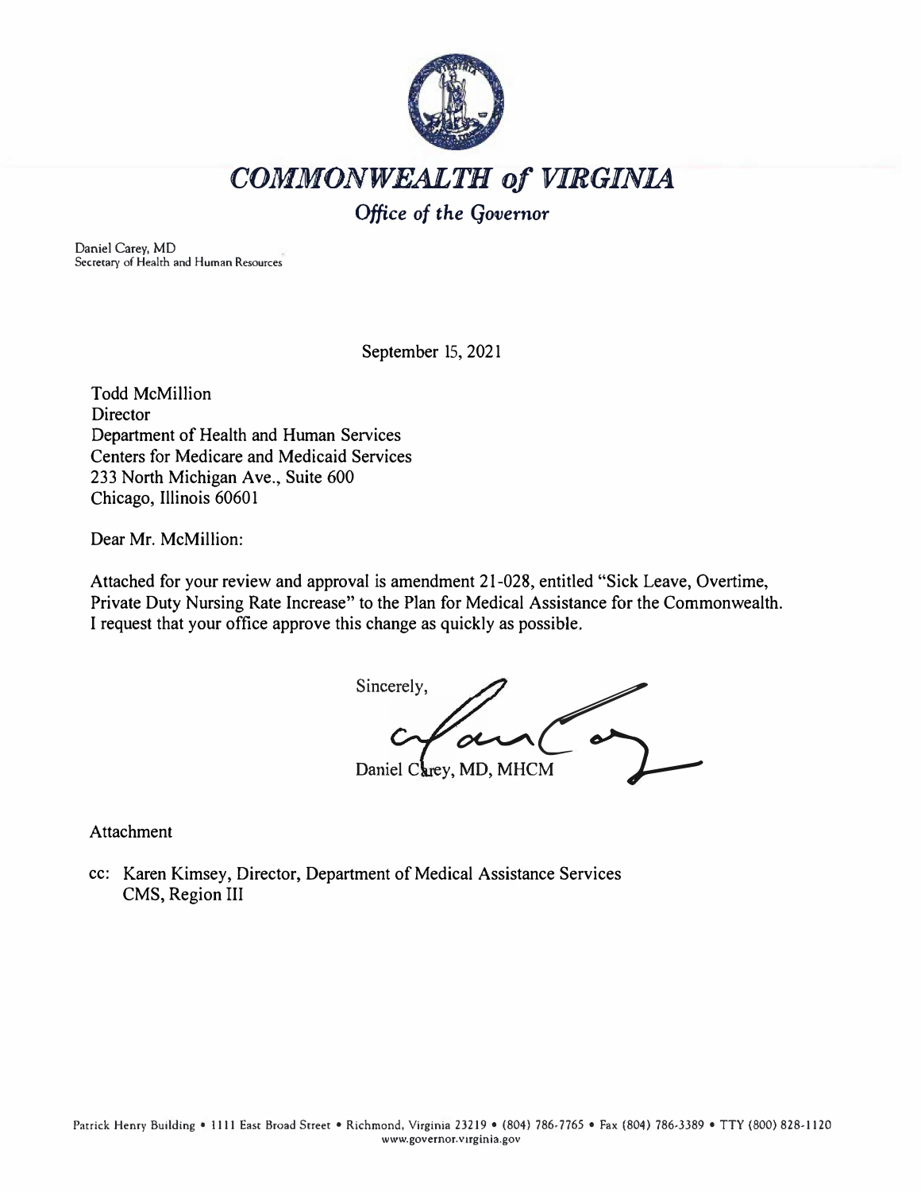# *COMMONWEALTH of VIRGINIA*

## *Office of the Governor*

Daniel Carey, MD
Secretary of Health and Human Resources

September 15, 2021

Todd McMillion
Director
Department of Health and Human Services
Centers for Medicare and Medicaid Services
233 North Michigan Ave., Suite 600
Chicago, Illinois 60601

Dear Mr. McMillion:

Attached for your review and approval is amendment 21-028, entitled "Sick Leave, Overtime, Private Duty Nursing Rate Increase" to the Plan for Medical Assistance for the Commonwealth. I request that your office approve this change as quickly as possible.

Sincerely,

Daniel Carey, MD, MHCM

Attachment

cc: Karen Kimsey, Director, Department of Medical Assistance Services
CMS, Region III

Patrick Henry Building • 1111 East Broad Street • Richmond, Virginia 23219 • (804) 786-7765 • Fax (804) 786-3389 • TTY (800) 828-1120
www.governor.virginia.gov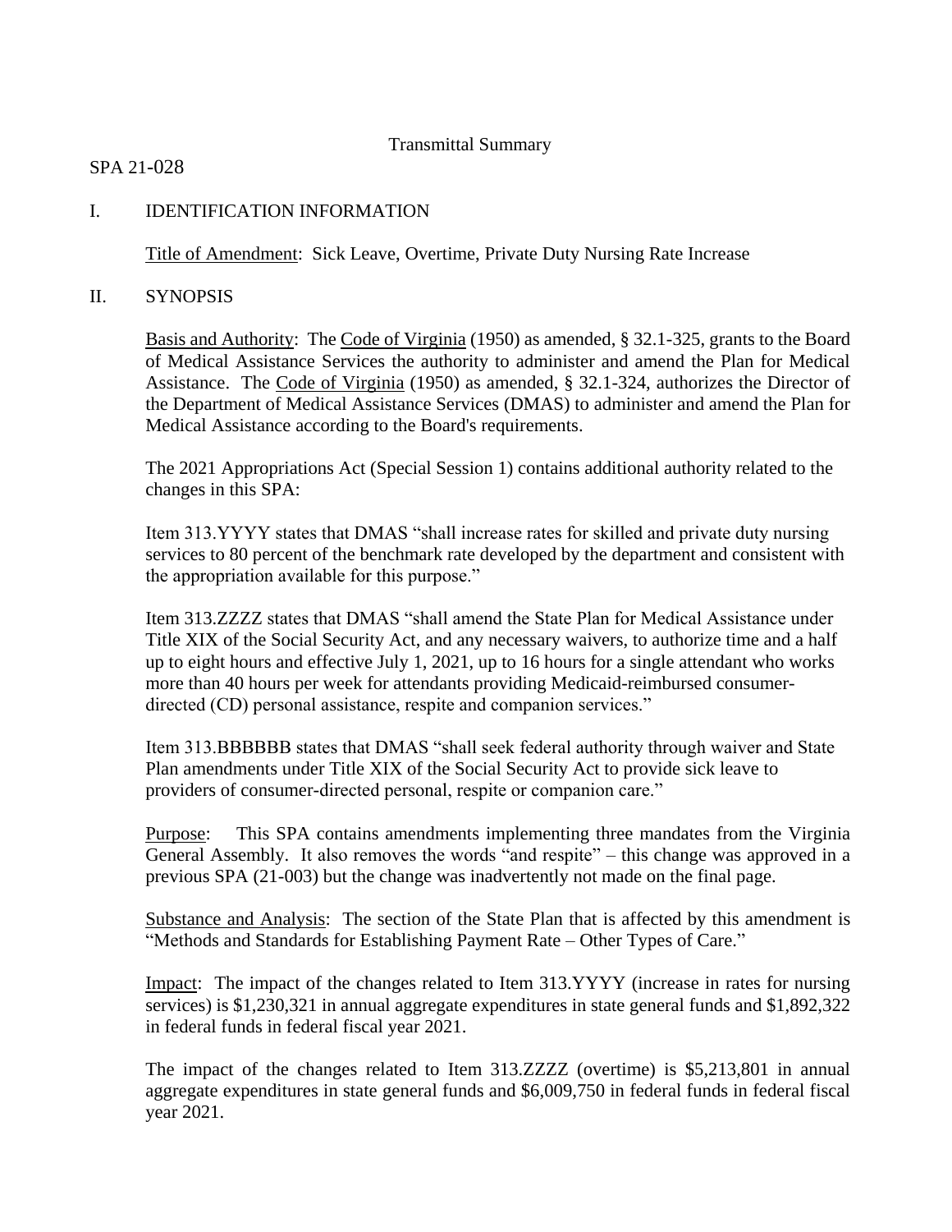Transmittal Summary

SPA 21-028

I. IDENTIFICATION INFORMATION

Title of Amendment: Sick Leave, Overtime, Private Duty Nursing Rate Increase

II. SYNOPSIS

Basis and Authority: The Code of Virginia (1950) as amended, § 32.1-325, grants to the Board of Medical Assistance Services the authority to administer and amend the Plan for Medical Assistance. The Code of Virginia (1950) as amended, § 32.1-324, authorizes the Director of the Department of Medical Assistance Services (DMAS) to administer and amend the Plan for Medical Assistance according to the Board's requirements.

The 2021 Appropriations Act (Special Session 1) contains additional authority related to the changes in this SPA:

Item 313.YYYY states that DMAS "shall increase rates for skilled and private duty nursing services to 80 percent of the benchmark rate developed by the department and consistent with the appropriation available for this purpose."

Item 313.ZZZZ states that DMAS "shall amend the State Plan for Medical Assistance under Title XIX of the Social Security Act, and any necessary waivers, to authorize time and a half up to eight hours and effective July 1, 2021, up to 16 hours for a single attendant who works more than 40 hours per week for attendants providing Medicaid-reimbursed consumer-directed (CD) personal assistance, respite and companion services."

Item 313.BBBBBB states that DMAS "shall seek federal authority through waiver and State Plan amendments under Title XIX of the Social Security Act to provide sick leave to providers of consumer-directed personal, respite or companion care."

Purpose: This SPA contains amendments implementing three mandates from the Virginia General Assembly. It also removes the words "and respite" – this change was approved in a previous SPA (21-003) but the change was inadvertently not made on the final page.

Substance and Analysis: The section of the State Plan that is affected by this amendment is "Methods and Standards for Establishing Payment Rate – Other Types of Care."

Impact: The impact of the changes related to Item 313.YYYY (increase in rates for nursing services) is $1,230,321 in annual aggregate expenditures in state general funds and $1,892,322 in federal funds in federal fiscal year 2021.

The impact of the changes related to Item 313.ZZZZ (overtime) is $5,213,801 in annual aggregate expenditures in state general funds and $6,009,750 in federal funds in federal fiscal year 2021.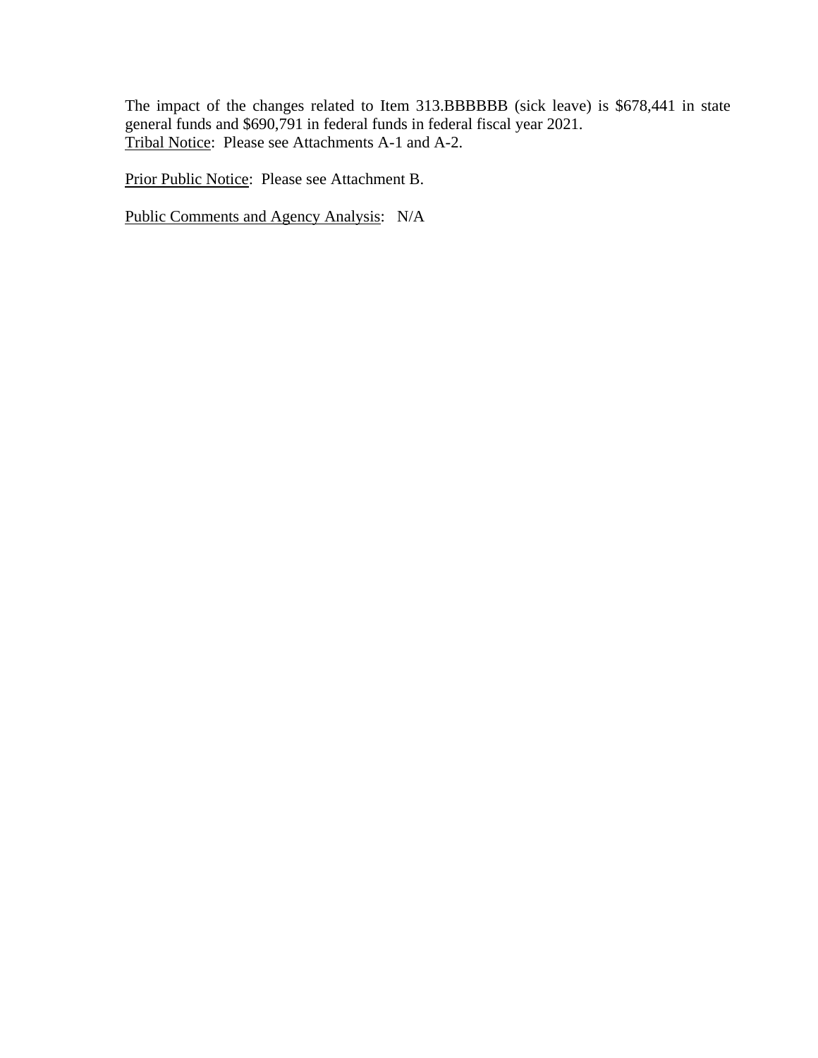The impact of the changes related to Item 313.BBBBBB (sick leave) is $678,441 in state general funds and $690,791 in federal funds in federal fiscal year 2021.

Tribal Notice: Please see Attachments A-1 and A-2.

Prior Public Notice: Please see Attachment B.

Public Comments and Agency Analysis: N/A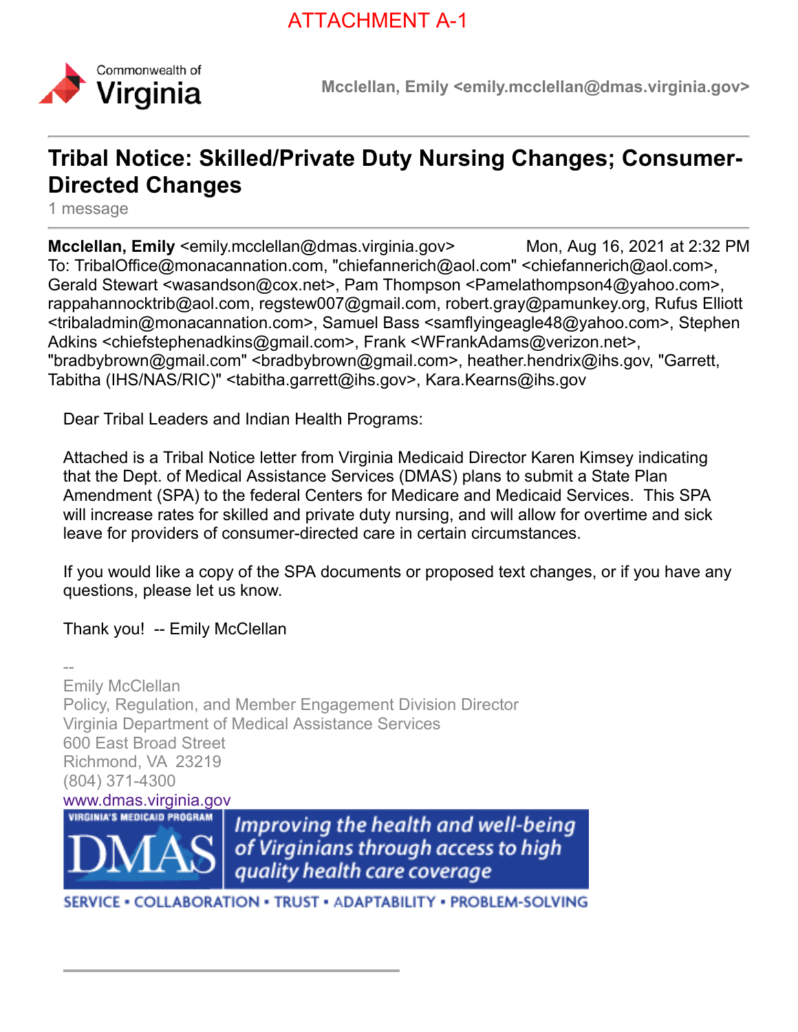ATTACHMENT A-1

Commonwealth of Virginia

**Mcclellan, Emily <emily.mcclellan@dmas.virginia.gov>**

# Tribal Notice: Skilled/Private Duty Nursing Changes; Consumer-Directed Changes

1 message

**Mcclellan, Emily** <emily.mcclellan@dmas.virginia.gov> Mon, Aug 16, 2021 at 2:32 PM
To: TribalOffice@monacannation.com, "chiefannerich@aol.com" <chiefannerich@aol.com>, Gerald Stewart <wasandson@cox.net>, Pam Thompson <Pamelathompson4@yahoo.com>, rappahannocktrib@aol.com, regstew007@gmail.com, robert.gray@pamunkey.org, Rufus Elliott <tribaladmin@monacannation.com>, Samuel Bass <samflyingeagle48@yahoo.com>, Stephen Adkins <chiefstephenadkins@gmail.com>, Frank <WFrankAdams@verizon.net>, "bradbybrown@gmail.com" <bradbybrown@gmail.com>, heather.hendrix@ihs.gov, "Garrett, Tabitha (IHS/NAS/RIC)" <tabitha.garrett@ihs.gov>, Kara.Kearns@ihs.gov

Dear Tribal Leaders and Indian Health Programs:

Attached is a Tribal Notice letter from Virginia Medicaid Director Karen Kimsey indicating that the Dept. of Medical Assistance Services (DMAS) plans to submit a State Plan Amendment (SPA) to the federal Centers for Medicare and Medicaid Services. This SPA will increase rates for skilled and private duty nursing, and will allow for overtime and sick leave for providers of consumer-directed care in certain circumstances.

If you would like a copy of the SPA documents or proposed text changes, or if you have any questions, please let us know.

Thank you! -- Emily McClellan

--
Emily McClellan
Policy, Regulation, and Member Engagement Division Director
Virginia Department of Medical Assistance Services
600 East Broad Street
Richmond, VA 23219
(804) 371-4300
www.dmas.virginia.gov

VIRGINIA'S MEDICAID PROGRAM DMAS *Improving the health and well-being of Virginians through access to high quality health care coverage*

SERVICE • COLLABORATION • TRUST • ADAPTABILITY • PROBLEM-SOLVING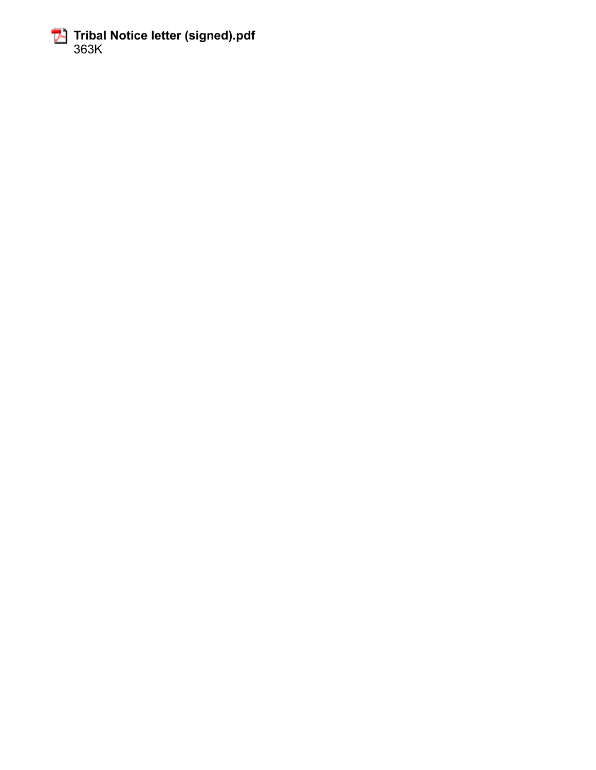**Tribal Notice letter (signed).pdf**
363K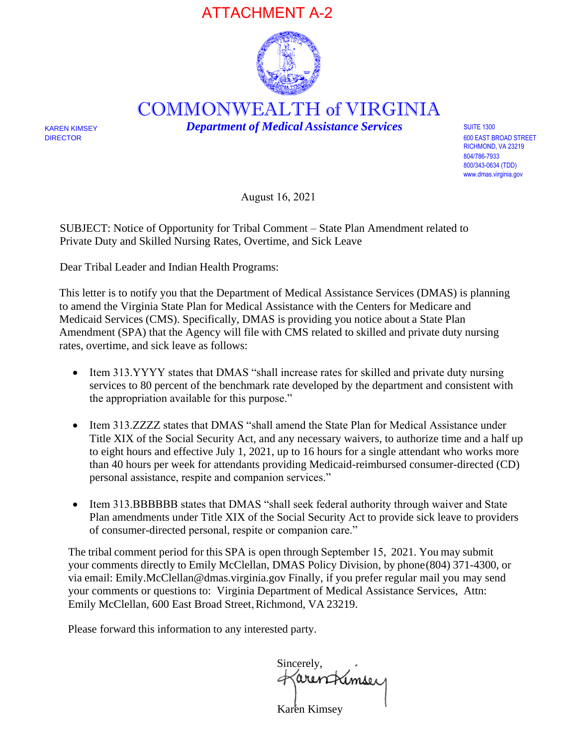ATTACHMENT A-2

# COMMONWEALTH of VIRGINIA

***Department of Medical Assistance Services***

KAREN KIMSEY
DIRECTOR

SUITE 1300
600 EAST BROAD STREET
RICHMOND, VA 23219
804/786-7933
800/343-0634 (TDD)
www.dmas.virginia.gov

August 16, 2021

SUBJECT: Notice of Opportunity for Tribal Comment – State Plan Amendment related to Private Duty and Skilled Nursing Rates, Overtime, and Sick Leave

Dear Tribal Leader and Indian Health Programs:

This letter is to notify you that the Department of Medical Assistance Services (DMAS) is planning to amend the Virginia State Plan for Medical Assistance with the Centers for Medicare and Medicaid Services (CMS). Specifically, DMAS is providing you notice about a State Plan Amendment (SPA) that the Agency will file with CMS related to skilled and private duty nursing rates, overtime, and sick leave as follows:

- Item 313.YYYY states that DMAS "shall increase rates for skilled and private duty nursing services to 80 percent of the benchmark rate developed by the department and consistent with the appropriation available for this purpose."
- Item 313.ZZZZ states that DMAS "shall amend the State Plan for Medical Assistance under Title XIX of the Social Security Act, and any necessary waivers, to authorize time and a half up to eight hours and effective July 1, 2021, up to 16 hours for a single attendant who works more than 40 hours per week for attendants providing Medicaid-reimbursed consumer-directed (CD) personal assistance, respite and companion services."
- Item 313.BBBBBB states that DMAS "shall seek federal authority through waiver and State Plan amendments under Title XIX of the Social Security Act to provide sick leave to providers of consumer-directed personal, respite or companion care."

The tribal comment period for this SPA is open through September 15, 2021. You may submit your comments directly to Emily McClellan, DMAS Policy Division, by phone (804) 371-4300, or via email: Emily.McClellan@dmas.virginia.gov Finally, if you prefer regular mail you may send your comments or questions to: Virginia Department of Medical Assistance Services, Attn: Emily McClellan, 600 East Broad Street, Richmond, VA 23219.

Please forward this information to any interested party.

Sincerely,

Karen Kimsey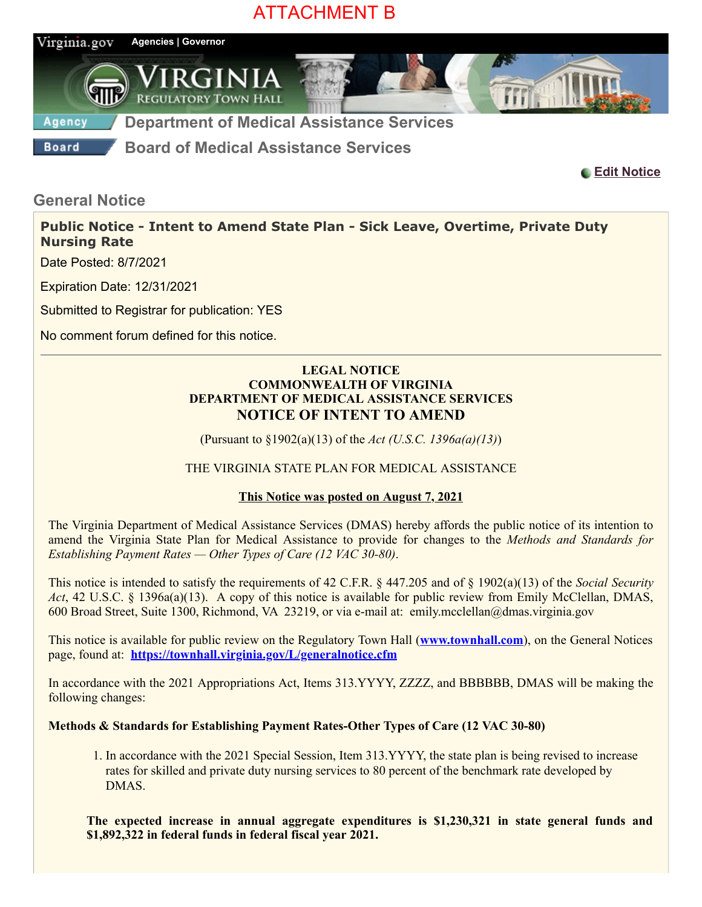ATTACHMENT B

Virginia.gov Agencies | Governor

VIRGINIA REGULATORY TOWN HALL

Agency **Department of Medical Assistance Services**

Board **Board of Medical Assistance Services**

Edit Notice

## General Notice

### Public Notice - Intent to Amend State Plan - Sick Leave, Overtime, Private Duty Nursing Rate

Date Posted: 8/7/2021

Expiration Date: 12/31/2021

Submitted to Registrar for publication: YES

No comment forum defined for this notice.

---

**LEGAL NOTICE**
**COMMONWEALTH OF VIRGINIA**
**DEPARTMENT OF MEDICAL ASSISTANCE SERVICES**
**NOTICE OF INTENT TO AMEND**

(Pursuant to §1902(a)(13) of the *Act (U.S.C. 1396a(a)(13)*)

THE VIRGINIA STATE PLAN FOR MEDICAL ASSISTANCE

**This Notice was posted on August 7, 2021**

The Virginia Department of Medical Assistance Services (DMAS) hereby affords the public notice of its intention to amend the Virginia State Plan for Medical Assistance to provide for changes to the *Methods and Standards for Establishing Payment Rates — Other Types of Care (12 VAC 30-80)*.

This notice is intended to satisfy the requirements of 42 C.F.R. § 447.205 and of § 1902(a)(13) of the *Social Security Act*, 42 U.S.C. § 1396a(a)(13). A copy of this notice is available for public review from Emily McClellan, DMAS, 600 Broad Street, Suite 1300, Richmond, VA 23219, or via e-mail at: emily.mcclellan@dmas.virginia.gov

This notice is available for public review on the Regulatory Town Hall (**www.townhall.com**), on the General Notices page, found at: **https://townhall.virginia.gov/L/generalnotice.cfm**

In accordance with the 2021 Appropriations Act, Items 313.YYYY, ZZZZ, and BBBBBB, DMAS will be making the following changes:

**Methods & Standards for Establishing Payment Rates-Other Types of Care (12 VAC 30-80)**

1. In accordance with the 2021 Special Session, Item 313.YYYY, the state plan is being revised to increase rates for skilled and private duty nursing services to 80 percent of the benchmark rate developed by DMAS.

**The expected increase in annual aggregate expenditures is $1,230,321 in state general funds and $1,892,322 in federal funds in federal fiscal year 2021.**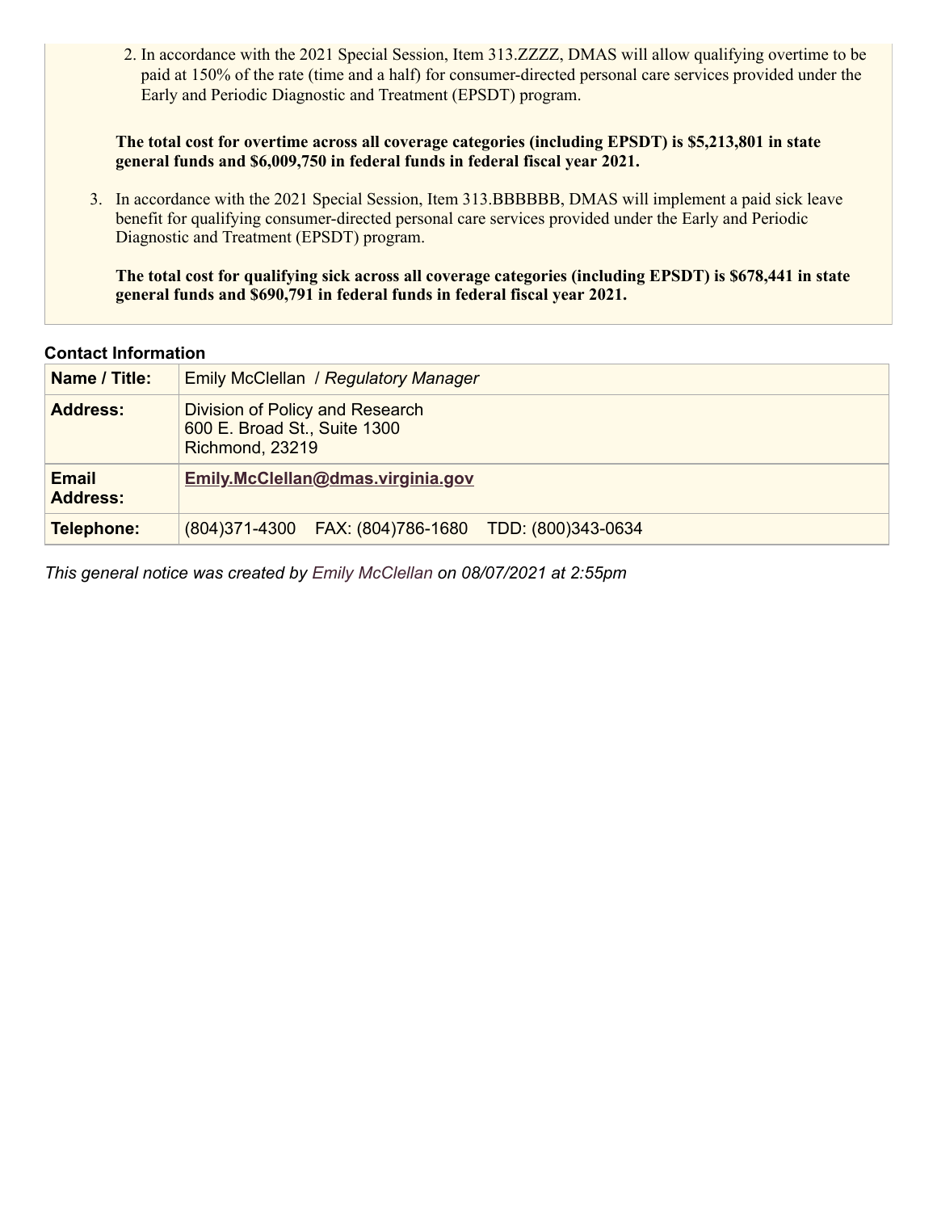2. In accordance with the 2021 Special Session, Item 313.ZZZZ, DMAS will allow qualifying overtime to be paid at 150% of the rate (time and a half) for consumer-directed personal care services provided under the Early and Periodic Diagnostic and Treatment (EPSDT) program.

   **The total cost for overtime across all coverage categories (including EPSDT) is $5,213,801 in state general funds and $6,009,750 in federal funds in federal fiscal year 2021.**

3. In accordance with the 2021 Special Session, Item 313.BBBBBB, DMAS will implement a paid sick leave benefit for qualifying consumer-directed personal care services provided under the Early and Periodic Diagnostic and Treatment (EPSDT) program.

   **The total cost for qualifying sick across all coverage categories (including EPSDT) is $678,441 in state general funds and $690,791 in federal funds in federal fiscal year 2021.**

**Contact Information**

| | |
|---|---|
| **Name / Title:** | Emily McClellan / *Regulatory Manager* |
| **Address:** | Division of Policy and Research<br>600 E. Broad St., Suite 1300<br>Richmond, 23219 |
| **Email Address:** | **Emily.McClellan@dmas.virginia.gov** |
| **Telephone:** | (804)371-4300 FAX: (804)786-1680 TDD: (800)343-0634 |

*This general notice was created by Emily McClellan on 08/07/2021 at 2:55pm*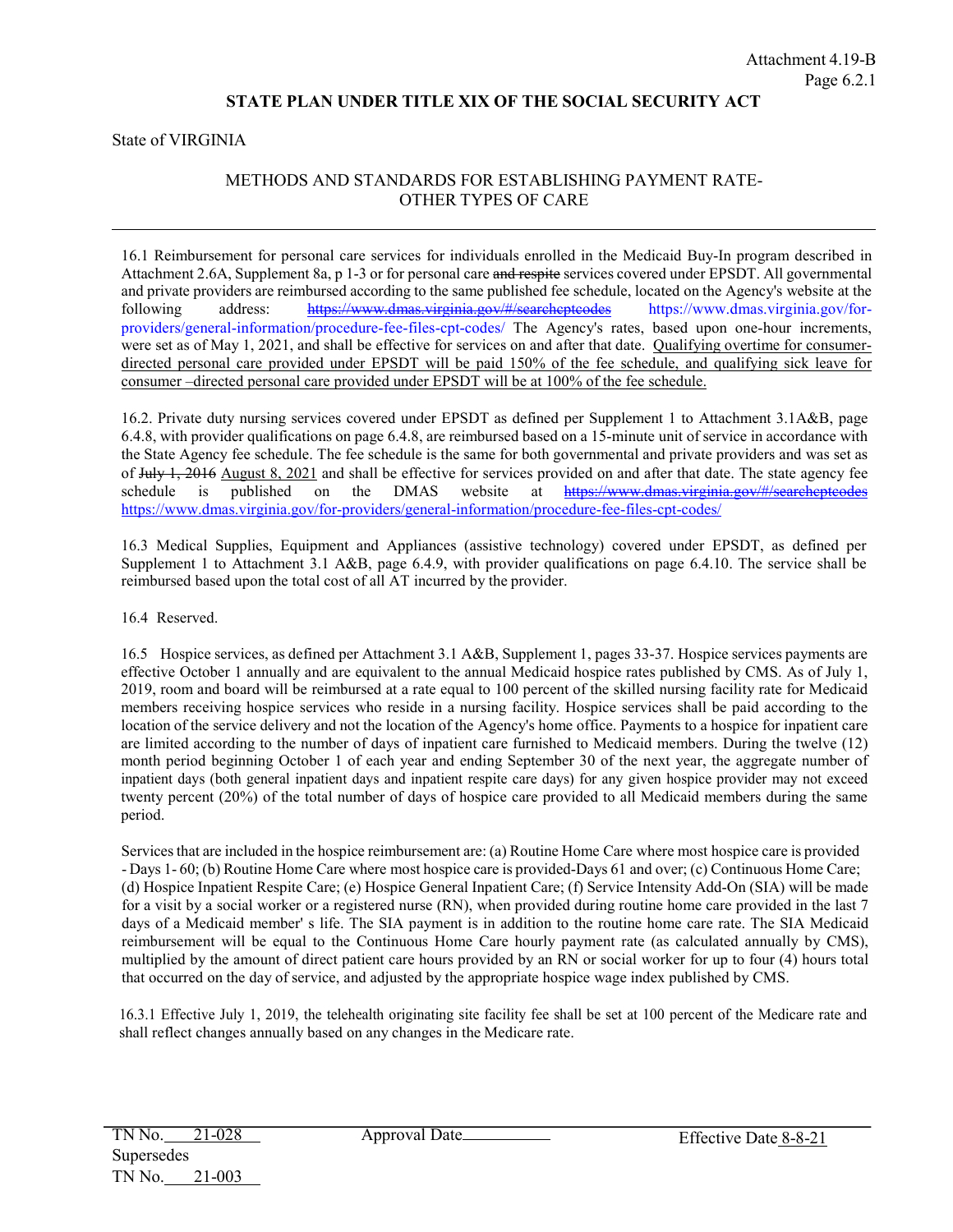**STATE PLAN UNDER TITLE XIX OF THE SOCIAL SECURITY ACT**

State of VIRGINIA

METHODS AND STANDARDS FOR ESTABLISHING PAYMENT RATE-
OTHER TYPES OF CARE

---

16.1 Reimbursement for personal care services for individuals enrolled in the Medicaid Buy-In program described in Attachment 2.6A, Supplement 8a, p 1-3 or for personal care ~~and respite~~ services covered under EPSDT. All governmental and private providers are reimbursed according to the same published fee schedule, located on the Agency's website at the following address: ~~https://www.dmas.virginia.gov/#/searchcptcodes~~ https://www.dmas.virginia.gov/for-providers/general-information/procedure-fee-files-cpt-codes/ The Agency's rates, based upon one-hour increments, were set as of May 1, 2021, and shall be effective for services on and after that date. <u>Qualifying overtime for consumer-directed personal care provided under EPSDT will be paid 150% of the fee schedule, and qualifying sick leave for consumer –directed personal care provided under EPSDT will be at 100% of the fee schedule.</u>

16.2. Private duty nursing services covered under EPSDT as defined per Supplement 1 to Attachment 3.1A&B, page 6.4.8, with provider qualifications on page 6.4.8, are reimbursed based on a 15-minute unit of service in accordance with the State Agency fee schedule. The fee schedule is the same for both governmental and private providers and was set as of ~~July 1, 2016~~ <u>August 8, 2021</u> and shall be effective for services provided on and after that date. The state agency fee schedule is published on the DMAS website at ~~https://www.dmas.virginia.gov/#/searchcptcodes~~ https://www.dmas.virginia.gov/for-providers/general-information/procedure-fee-files-cpt-codes/

16.3 Medical Supplies, Equipment and Appliances (assistive technology) covered under EPSDT, as defined per Supplement 1 to Attachment 3.1 A&B, page 6.4.9, with provider qualifications on page 6.4.10. The service shall be reimbursed based upon the total cost of all AT incurred by the provider.

16.4 Reserved.

16.5 Hospice services, as defined per Attachment 3.1 A&B, Supplement 1, pages 33-37. Hospice services payments are effective October 1 annually and are equivalent to the annual Medicaid hospice rates published by CMS. As of July 1, 2019, room and board will be reimbursed at a rate equal to 100 percent of the skilled nursing facility rate for Medicaid members receiving hospice services who reside in a nursing facility. Hospice services shall be paid according to the location of the service delivery and not the location of the Agency's home office. Payments to a hospice for inpatient care are limited according to the number of days of inpatient care furnished to Medicaid members. During the twelve (12) month period beginning October 1 of each year and ending September 30 of the next year, the aggregate number of inpatient days (both general inpatient days and inpatient respite care days) for any given hospice provider may not exceed twenty percent (20%) of the total number of days of hospice care provided to all Medicaid members during the same period.

Services that are included in the hospice reimbursement are: (a) Routine Home Care where most hospice care is provided - Days 1- 60; (b) Routine Home Care where most hospice care is provided-Days 61 and over; (c) Continuous Home Care; (d) Hospice Inpatient Respite Care; (e) Hospice General Inpatient Care; (f) Service Intensity Add-On (SIA) will be made for a visit by a social worker or a registered nurse (RN), when provided during routine home care provided in the last 7 days of a Medicaid member' s life. The SIA payment is in addition to the routine home care rate. The SIA Medicaid reimbursement will be equal to the Continuous Home Care hourly payment rate (as calculated annually by CMS), multiplied by the amount of direct patient care hours provided by an RN or social worker for up to four (4) hours total that occurred on the day of service, and adjusted by the appropriate hospice wage index published by CMS.

16.3.1 Effective July 1, 2019, the telehealth originating site facility fee shall be set at 100 percent of the Medicare rate and shall reflect changes annually based on any changes in the Medicare rate.

TN No. 21-028 Approval Date\_\_\_\_\_\_ Effective Date 8-8-21
Supersedes
TN No. 21-003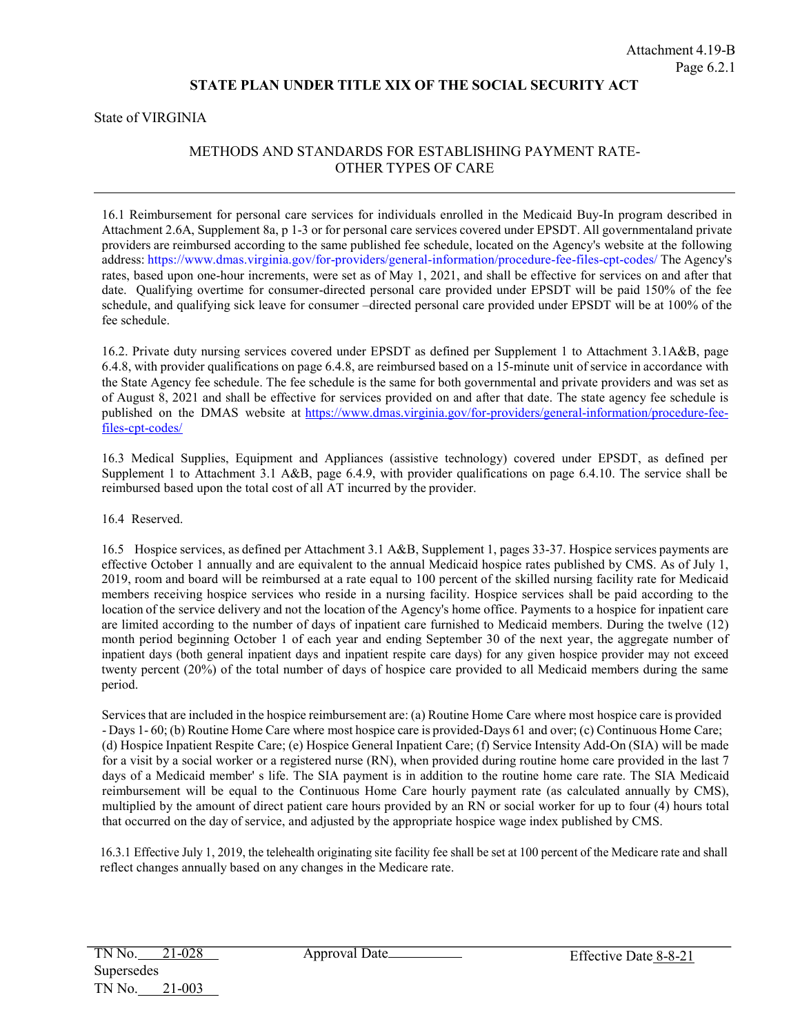Attachment 4.19-B
Page 6.2.1

**STATE PLAN UNDER TITLE XIX OF THE SOCIAL SECURITY ACT**

State of VIRGINIA

METHODS AND STANDARDS FOR ESTABLISHING PAYMENT RATE-
OTHER TYPES OF CARE

---

16.1 Reimbursement for personal care services for individuals enrolled in the Medicaid Buy-In program described in Attachment 2.6A, Supplement 8a, p 1-3 or for personal care services covered under EPSDT. All governmentaland private providers are reimbursed according to the same published fee schedule, located on the Agency's website at the following address: https://www.dmas.virginia.gov/for-providers/general-information/procedure-fee-files-cpt-codes/ The Agency's rates, based upon one-hour increments, were set as of May 1, 2021, and shall be effective for services on and after that date. Qualifying overtime for consumer-directed personal care provided under EPSDT will be paid 150% of the fee schedule, and qualifying sick leave for consumer –directed personal care provided under EPSDT will be at 100% of the fee schedule.

16.2. Private duty nursing services covered under EPSDT as defined per Supplement 1 to Attachment 3.1A&B, page 6.4.8, with provider qualifications on page 6.4.8, are reimbursed based on a 15-minute unit of service in accordance with the State Agency fee schedule. The fee schedule is the same for both governmental and private providers and was set as of August 8, 2021 and shall be effective for services provided on and after that date. The state agency fee schedule is published on the DMAS website at https://www.dmas.virginia.gov/for-providers/general-information/procedure-fee-files-cpt-codes/

16.3 Medical Supplies, Equipment and Appliances (assistive technology) covered under EPSDT, as defined per Supplement 1 to Attachment 3.1 A&B, page 6.4.9, with provider qualifications on page 6.4.10. The service shall be reimbursed based upon the total cost of all AT incurred by the provider.

16.4 Reserved.

16.5 Hospice services, as defined per Attachment 3.1 A&B, Supplement 1, pages 33-37. Hospice services payments are effective October 1 annually and are equivalent to the annual Medicaid hospice rates published by CMS. As of July 1, 2019, room and board will be reimbursed at a rate equal to 100 percent of the skilled nursing facility rate for Medicaid members receiving hospice services who reside in a nursing facility. Hospice services shall be paid according to the location of the service delivery and not the location of the Agency's home office. Payments to a hospice for inpatient care are limited according to the number of days of inpatient care furnished to Medicaid members. During the twelve (12) month period beginning October 1 of each year and ending September 30 of the next year, the aggregate number of inpatient days (both general inpatient days and inpatient respite care days) for any given hospice provider may not exceed twenty percent (20%) of the total number of days of hospice care provided to all Medicaid members during the same period.

Services that are included in the hospice reimbursement are: (a) Routine Home Care where most hospice care is provided - Days 1- 60; (b) Routine Home Care where most hospice care is provided-Days 61 and over; (c) Continuous Home Care; (d) Hospice Inpatient Respite Care; (e) Hospice General Inpatient Care; (f) Service Intensity Add-On (SIA) will be made for a visit by a social worker or a registered nurse (RN), when provided during routine home care provided in the last 7 days of a Medicaid member' s life. The SIA payment is in addition to the routine home care rate. The SIA Medicaid reimbursement will be equal to the Continuous Home Care hourly payment rate (as calculated annually by CMS), multiplied by the amount of direct patient care hours provided by an RN or social worker for up to four (4) hours total that occurred on the day of service, and adjusted by the appropriate hospice wage index published by CMS.

16.3.1 Effective July 1, 2019, the telehealth originating site facility fee shall be set at 100 percent of the Medicare rate and shall reflect changes annually based on any changes in the Medicare rate.

TN No. 21-028 Approval Date\_\_\_\_\_\_\_\_ Effective Date 8-8-21
Supersedes
TN No. 21-003